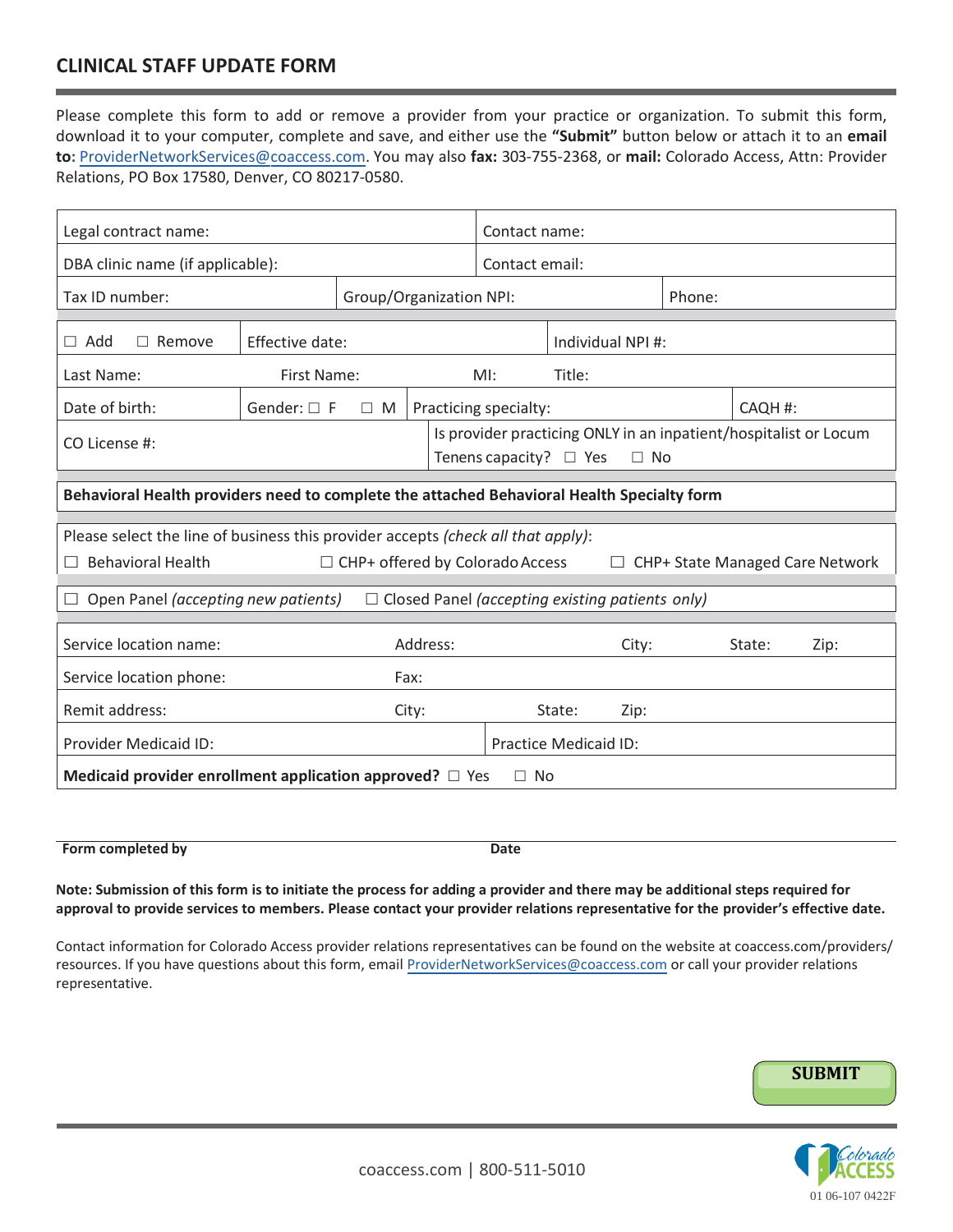# CLINICAL STAFF UPDATE FORM

Please complete this form to add or remove a provider from your practice or organization. To submit this form, download it to your computer, complete and save, and either use the **"Submit"** button below or attach it to an **email to:** ProviderNetworkServices@coaccess.com. You may also **fax:** 303-755-2368, or **mail:** Colorado Access, Attn: Provider Relations, PO Box 17580, Denver, CO 80217-0580.

| | | |
|---|---|---|
| Legal contract name: | Contact name: | |
| DBA clinic name (if applicable): | Contact email: | |
| Tax ID number: | Group/Organization NPI: | Phone: |

| | | |
|---|---|---|
| ☐ Add ☐ Remove | Effective date: | Individual NPI #: |
| Last Name: | First Name: MI: | Title: |
| Date of birth: | Gender: ☐ F ☐ M | Practicing specialty: CAQH #: |
| CO License #: | Is provider practicing ONLY in an inpatient/hospitalist or Locum Tenens capacity? ☐ Yes ☐ No | |

**Behavioral Health providers need to complete the attached Behavioral Health Specialty form**

Please select the line of business this provider accepts *(check all that apply)*:

☐ Behavioral Health ☐ CHP+ offered by Colorado Access ☐ CHP+ State Managed Care Network

☐ Open Panel *(accepting new patients)* ☐ Closed Panel *(accepting existing patients only)*

| | | | | |
|---|---|---|---|---|
| Service location name: | Address: | City: | State: | Zip: |
| Service location phone: | Fax: | | | |
| Remit address: | City: | State: | Zip: | |
| Provider Medicaid ID: | Practice Medicaid ID: | | | |

**Medicaid provider enrollment application approved?** ☐ Yes ☐ No

**Form completed by** **Date**

**Note: Submission of this form is to initiate the process for adding a provider and there may be additional steps required for approval to provide services to members. Please contact your provider relations representative for the provider's effective date.**

Contact information for Colorado Access provider relations representatives can be found on the website at coaccess.com/providers/resources. If you have questions about this form, email ProviderNetworkServices@coaccess.com or call your provider relations representative.

SUBMIT

coaccess.com | 800-511-5010

01 06-107 0422F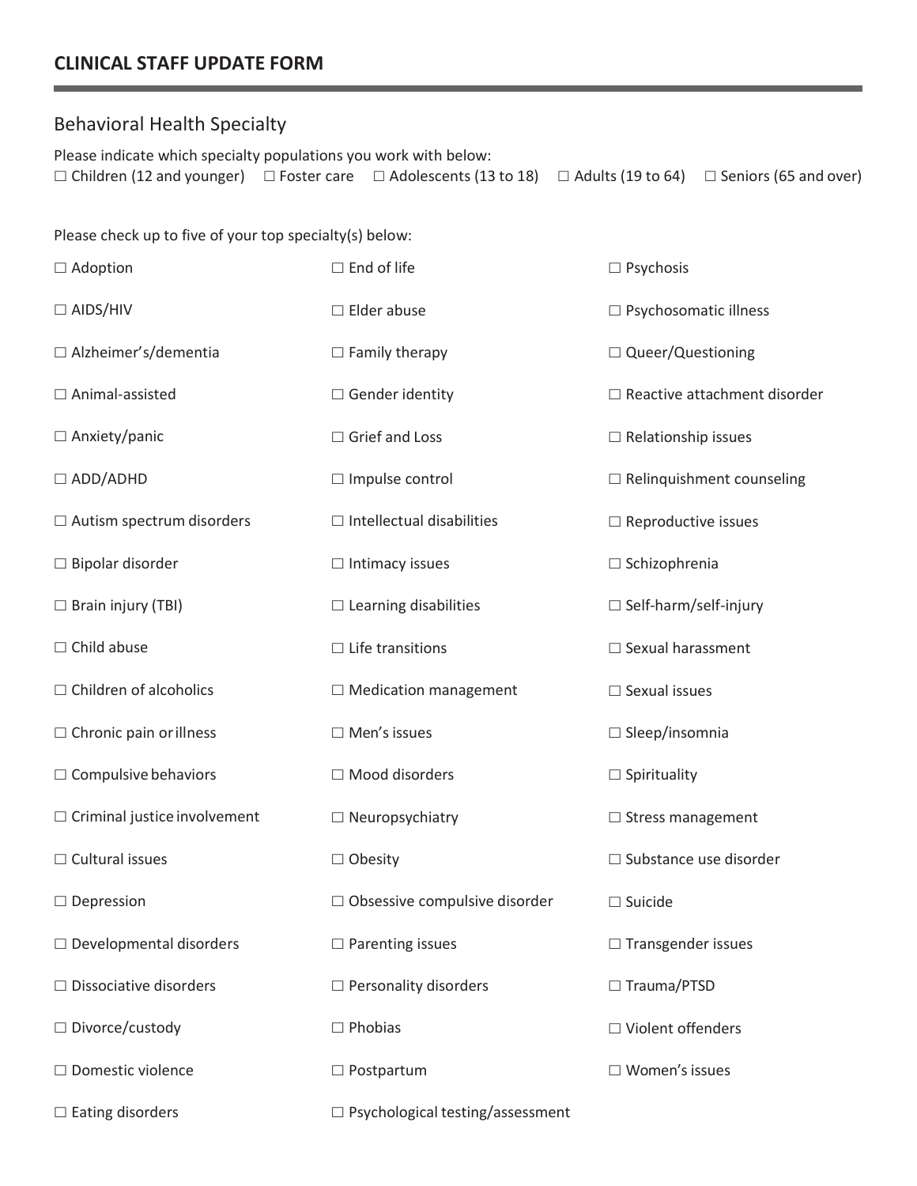## CLINICAL STAFF UPDATE FORM

### Behavioral Health Specialty

Please indicate which specialty populations you work with below:

☐ Children (12 and younger) ☐ Foster care ☐ Adolescents (13 to 18) ☐ Adults (19 to 64) ☐ Seniors (65 and over)

Please check up to five of your top specialty(s) below:

☐ Adoption
☐ AIDS/HIV
☐ Alzheimer's/dementia
☐ Animal-assisted
☐ Anxiety/panic
☐ ADD/ADHD
☐ Autism spectrum disorders
☐ Bipolar disorder
☐ Brain injury (TBI)
☐ Child abuse
☐ Children of alcoholics
☐ Chronic pain or illness
☐ Compulsive behaviors
☐ Criminal justice involvement
☐ Cultural issues
☐ Depression
☐ Developmental disorders
☐ Dissociative disorders
☐ Divorce/custody
☐ Domestic violence
☐ Eating disorders
☐ End of life
☐ Elder abuse
☐ Family therapy
☐ Gender identity
☐ Grief and Loss
☐ Impulse control
☐ Intellectual disabilities
☐ Intimacy issues
☐ Learning disabilities
☐ Life transitions
☐ Medication management
☐ Men's issues
☐ Mood disorders
☐ Neuropsychiatry
☐ Obesity
☐ Obsessive compulsive disorder
☐ Parenting issues
☐ Personality disorders
☐ Phobias
☐ Postpartum
☐ Psychological testing/assessment
☐ Psychosis
☐ Psychosomatic illness
☐ Queer/Questioning
☐ Reactive attachment disorder
☐ Relationship issues
☐ Relinquishment counseling
☐ Reproductive issues
☐ Schizophrenia
☐ Self-harm/self-injury
☐ Sexual harassment
☐ Sexual issues
☐ Sleep/insomnia
☐ Spirituality
☐ Stress management
☐ Substance use disorder
☐ Suicide
☐ Transgender issues
☐ Trauma/PTSD
☐ Violent offenders
☐ Women's issues